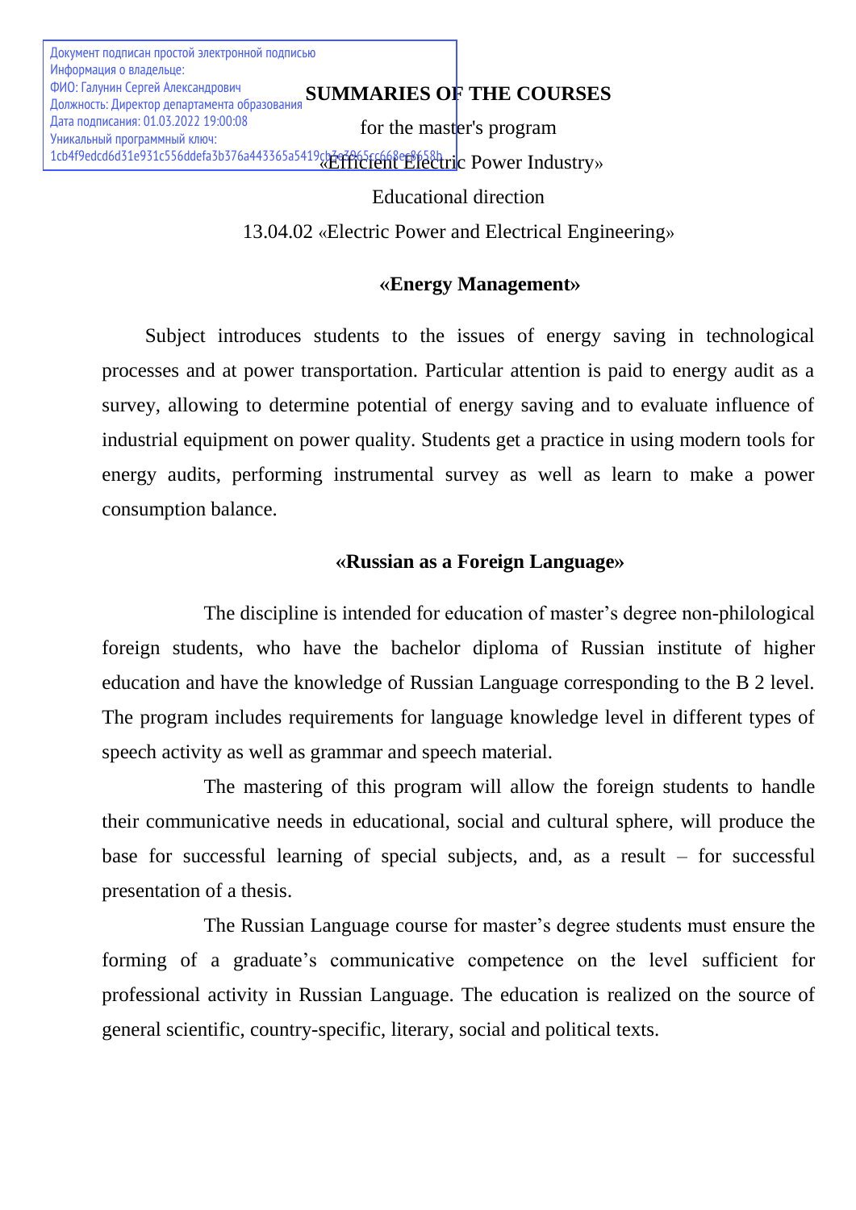Документ подписан простой электронной подписью
Информация о владельце:
ФИО: Галунин Сергей Александрович
Должность: Директор департамента образования
Дата подписания: 01.03.2022 19:00:08
Уникальный программный ключ:
1cb4f9edcd6d31e931c556ddefa3b376a443365a5419cb3e3965cc668ec8658b

# SUMMARIES OF THE COURSES

for the master's program

«Efficient Electric Power Industry»

Educational direction

13.04.02 «Electric Power and Electrical Engineering»

## «Energy Management»

Subject introduces students to the issues of energy saving in technological processes and at power transportation. Particular attention is paid to energy audit as a survey, allowing to determine potential of energy saving and to evaluate influence of industrial equipment on power quality. Students get a practice in using modern tools for energy audits, performing instrumental survey as well as learn to make a power consumption balance.

## «Russian as a Foreign Language»

The discipline is intended for education of master's degree non-philological foreign students, who have the bachelor diploma of Russian institute of higher education and have the knowledge of Russian Language corresponding to the B 2 level. The program includes requirements for language knowledge level in different types of speech activity as well as grammar and speech material.

The mastering of this program will allow the foreign students to handle their communicative needs in educational, social and cultural sphere, will produce the base for successful learning of special subjects, and, as a result – for successful presentation of a thesis.

The Russian Language course for master's degree students must ensure the forming of a graduate's communicative competence on the level sufficient for professional activity in Russian Language. The education is realized on the source of general scientific, country-specific, literary, social and political texts.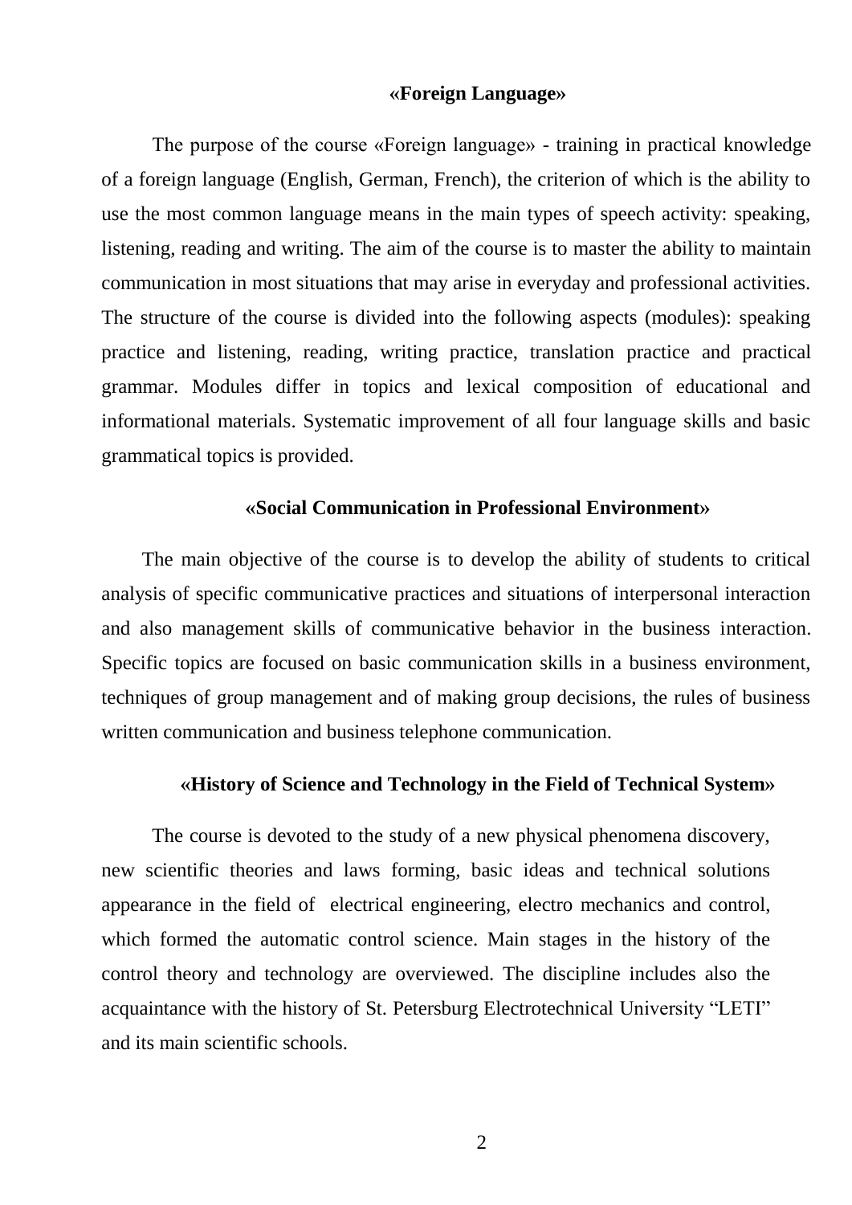### «Foreign Language»

The purpose of the course «Foreign language» - training in practical knowledge of a foreign language (English, German, French), the criterion of which is the ability to use the most common language means in the main types of speech activity: speaking, listening, reading and writing. The aim of the course is to master the ability to maintain communication in most situations that may arise in everyday and professional activities. The structure of the course is divided into the following aspects (modules): speaking practice and listening, reading, writing practice, translation practice and practical grammar. Modules differ in topics and lexical composition of educational and informational materials. Systematic improvement of all four language skills and basic grammatical topics is provided.

### «Social Communication in Professional Environment»

The main objective of the course is to develop the ability of students to critical analysis of specific communicative practices and situations of interpersonal interaction and also management skills of communicative behavior in the business interaction. Specific topics are focused on basic communication skills in a business environment, techniques of group management and of making group decisions, the rules of business written communication and business telephone communication.

### «History of Science and Technology in the Field of Technical System»

The course is devoted to the study of a new physical phenomena discovery, new scientific theories and laws forming, basic ideas and technical solutions appearance in the field of electrical engineering, electro mechanics and control, which formed the automatic control science. Main stages in the history of the control theory and technology are overviewed. The discipline includes also the acquaintance with the history of St. Petersburg Electrotechnical University "LETI" and its main scientific schools.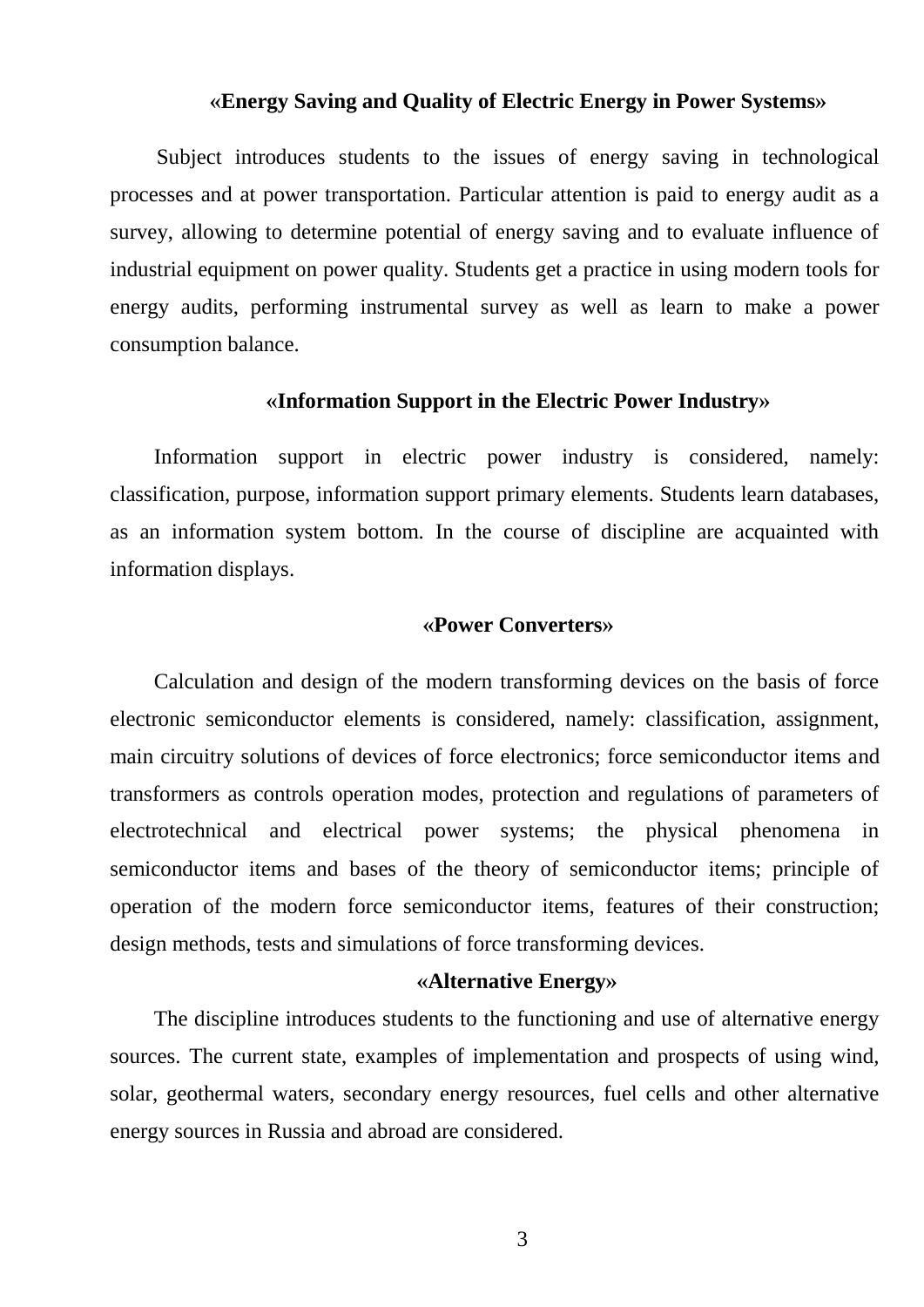### «Energy Saving and Quality of Electric Energy in Power Systems»

Subject introduces students to the issues of energy saving in technological processes and at power transportation. Particular attention is paid to energy audit as a survey, allowing to determine potential of energy saving and to evaluate influence of industrial equipment on power quality. Students get a practice in using modern tools for energy audits, performing instrumental survey as well as learn to make a power consumption balance.

### «Information Support in the Electric Power Industry»

Information support in electric power industry is considered, namely: classification, purpose, information support primary elements. Students learn databases, as an information system bottom. In the course of discipline are acquainted with information displays.

### «Power Converters»

Calculation and design of the modern transforming devices on the basis of force electronic semiconductor elements is considered, namely: classification, assignment, main circuitry solutions of devices of force electronics; force semiconductor items and transformers as controls operation modes, protection and regulations of parameters of electrotechnical and electrical power systems; the physical phenomena in semiconductor items and bases of the theory of semiconductor items; principle of operation of the modern force semiconductor items, features of their construction; design methods, tests and simulations of force transforming devices.

### «Alternative Energy»

The discipline introduces students to the functioning and use of alternative energy sources. The current state, examples of implementation and prospects of using wind, solar, geothermal waters, secondary energy resources, fuel cells and other alternative energy sources in Russia and abroad are considered.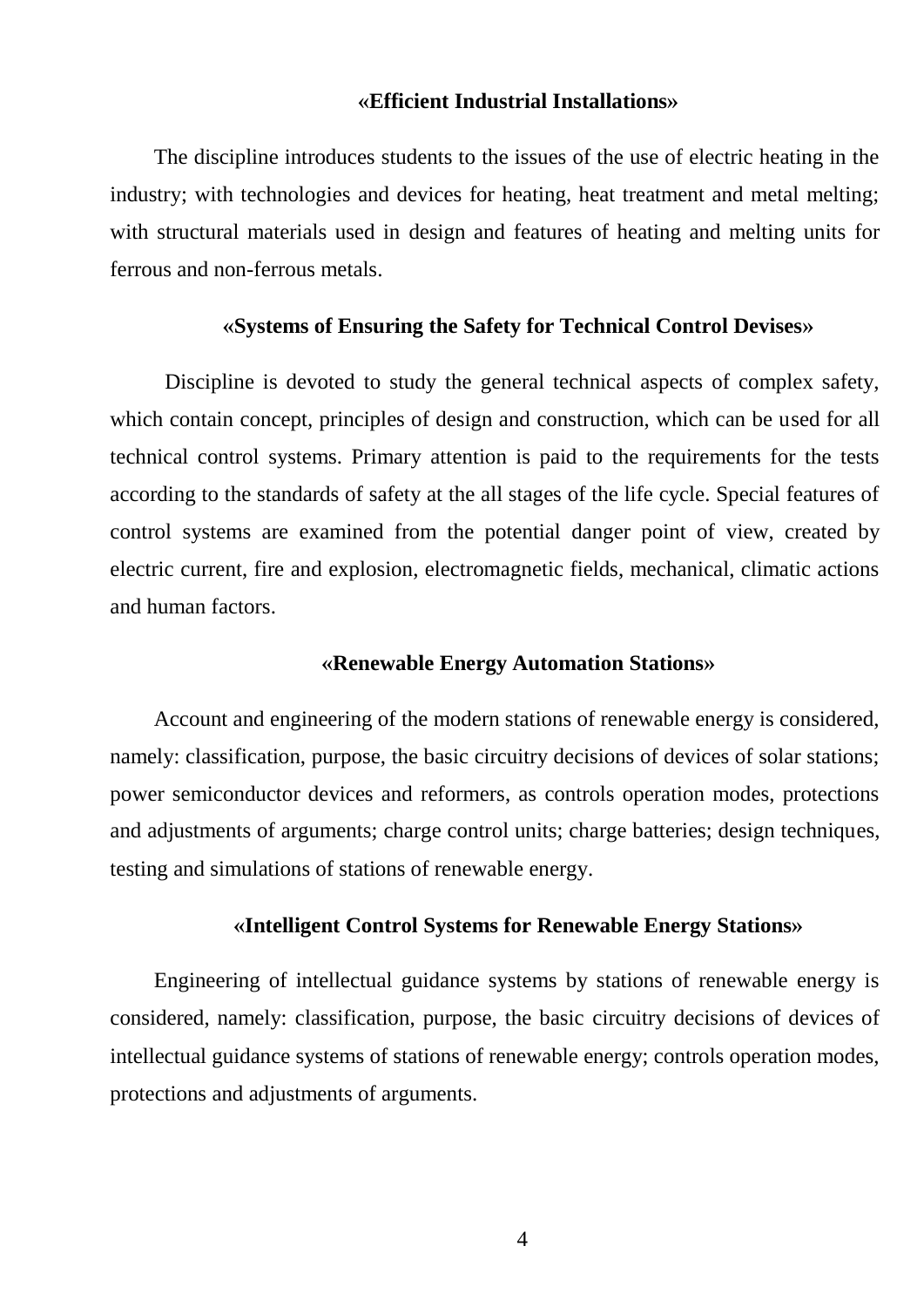### «Efficient Industrial Installations»

The discipline introduces students to the issues of the use of electric heating in the industry; with technologies and devices for heating, heat treatment and metal melting; with structural materials used in design and features of heating and melting units for ferrous and non-ferrous metals.

### «Systems of Ensuring the Safety for Technical Control Devises»

Discipline is devoted to study the general technical aspects of complex safety, which contain concept, principles of design and construction, which can be used for all technical control systems. Primary attention is paid to the requirements for the tests according to the standards of safety at the all stages of the life cycle. Special features of control systems are examined from the potential danger point of view, created by electric current, fire and explosion, electromagnetic fields, mechanical, climatic actions and human factors.

### «Renewable Energy Automation Stations»

Account and engineering of the modern stations of renewable energy is considered, namely: classification, purpose, the basic circuitry decisions of devices of solar stations; power semiconductor devices and reformers, as controls operation modes, protections and adjustments of arguments; charge control units; charge batteries; design techniques, testing and simulations of stations of renewable energy.

### «Intelligent Control Systems for Renewable Energy Stations»

Engineering of intellectual guidance systems by stations of renewable energy is considered, namely: classification, purpose, the basic circuitry decisions of devices of intellectual guidance systems of stations of renewable energy; controls operation modes, protections and adjustments of arguments.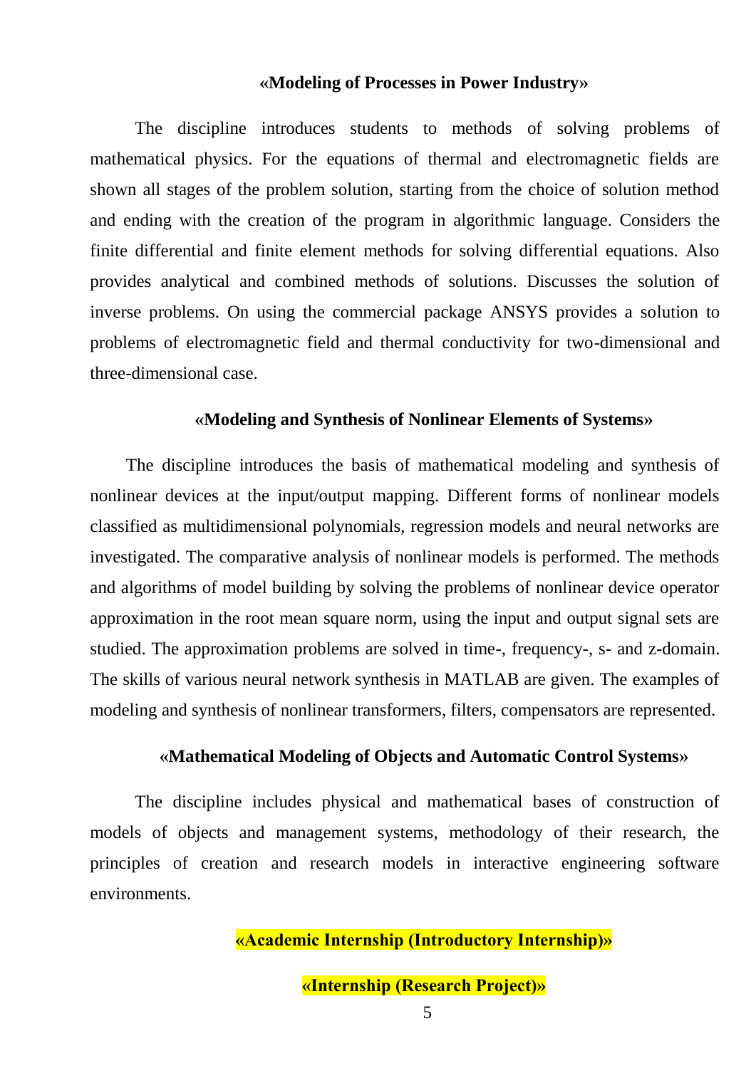### «Modeling of Processes in Power Industry»

The discipline introduces students to methods of solving problems of mathematical physics. For the equations of thermal and electromagnetic fields are shown all stages of the problem solution, starting from the choice of solution method and ending with the creation of the program in algorithmic language. Considers the finite differential and finite element methods for solving differential equations. Also provides analytical and combined methods of solutions. Discusses the solution of inverse problems. On using the commercial package ANSYS provides a solution to problems of electromagnetic field and thermal conductivity for two-dimensional and three-dimensional case.

### «Modeling and Synthesis of Nonlinear Elements of Systems»

The discipline introduces the basis of mathematical modeling and synthesis of nonlinear devices at the input/output mapping. Different forms of nonlinear models classified as multidimensional polynomials, regression models and neural networks are investigated. The comparative analysis of nonlinear models is performed. The methods and algorithms of model building by solving the problems of nonlinear device operator approximation in the root mean square norm, using the input and output signal sets are studied. The approximation problems are solved in time-, frequency-, s- and z-domain. The skills of various neural network synthesis in MATLAB are given. The examples of modeling and synthesis of nonlinear transformers, filters, compensators are represented.

### «Mathematical Modeling of Objects and Automatic Control Systems»

The discipline includes physical and mathematical bases of construction of models of objects and management systems, methodology of their research, the principles of creation and research models in interactive engineering software environments.

### «Academic Internship (Introductory Internship)»

### «Internship (Research Project)»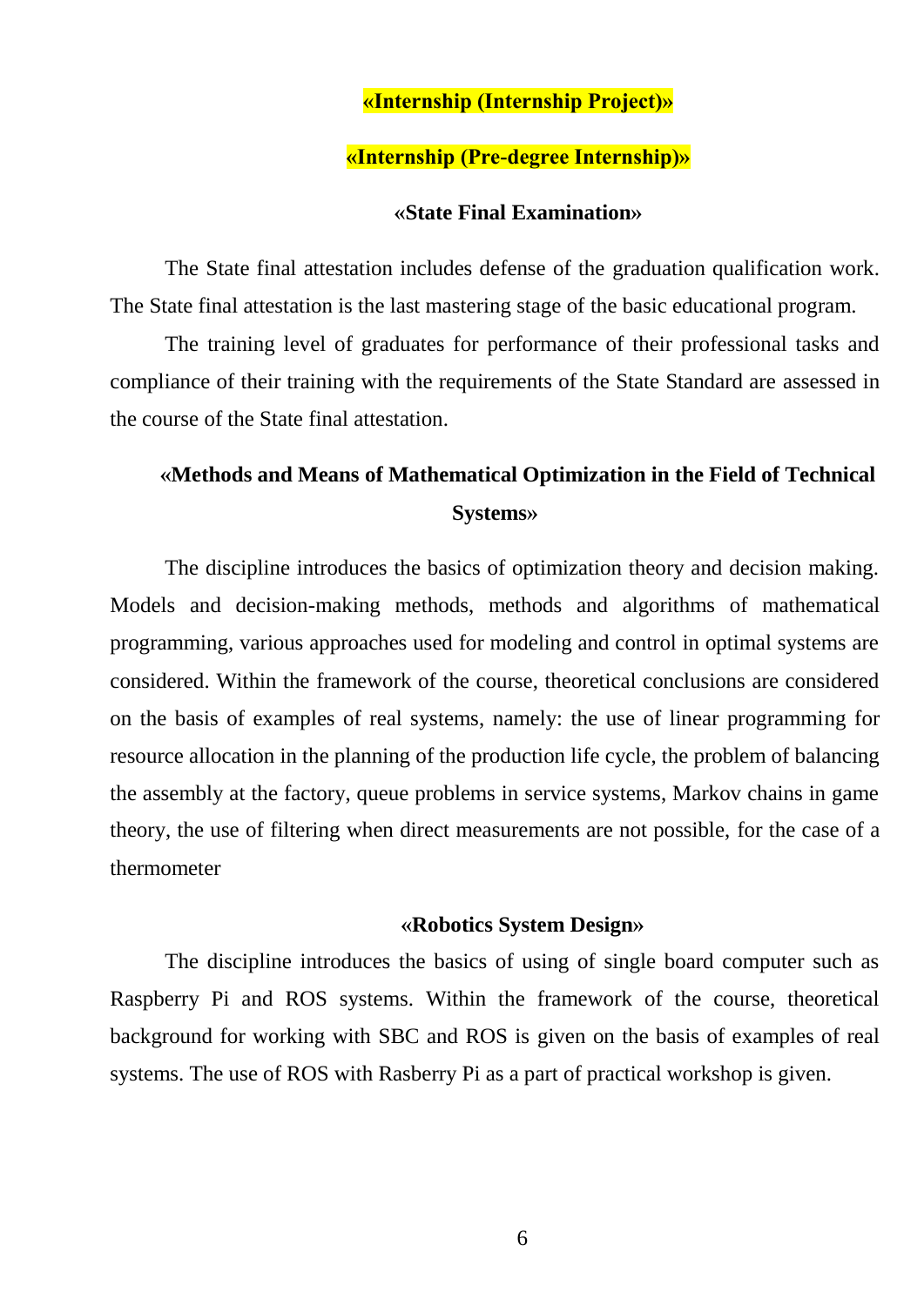### «Internship (Internship Project)»

### «Internship (Pre-degree Internship)»

### «State Final Examination»

The State final attestation includes defense of the graduation qualification work. The State final attestation is the last mastering stage of the basic educational program.

The training level of graduates for performance of their professional tasks and compliance of their training with the requirements of the State Standard are assessed in the course of the State final attestation.

### «Methods and Means of Mathematical Optimization in the Field of Technical Systems»

The discipline introduces the basics of optimization theory and decision making. Models and decision-making methods, methods and algorithms of mathematical programming, various approaches used for modeling and control in optimal systems are considered. Within the framework of the course, theoretical conclusions are considered on the basis of examples of real systems, namely: the use of linear programming for resource allocation in the planning of the production life cycle, the problem of balancing the assembly at the factory, queue problems in service systems, Markov chains in game theory, the use of filtering when direct measurements are not possible, for the case of a thermometer

### «Robotics System Design»

The discipline introduces the basics of using of single board computer such as Raspberry Pi and ROS systems. Within the framework of the course, theoretical background for working with SBC and ROS is given on the basis of examples of real systems. The use of ROS with Rasberry Pi as a part of practical workshop is given.